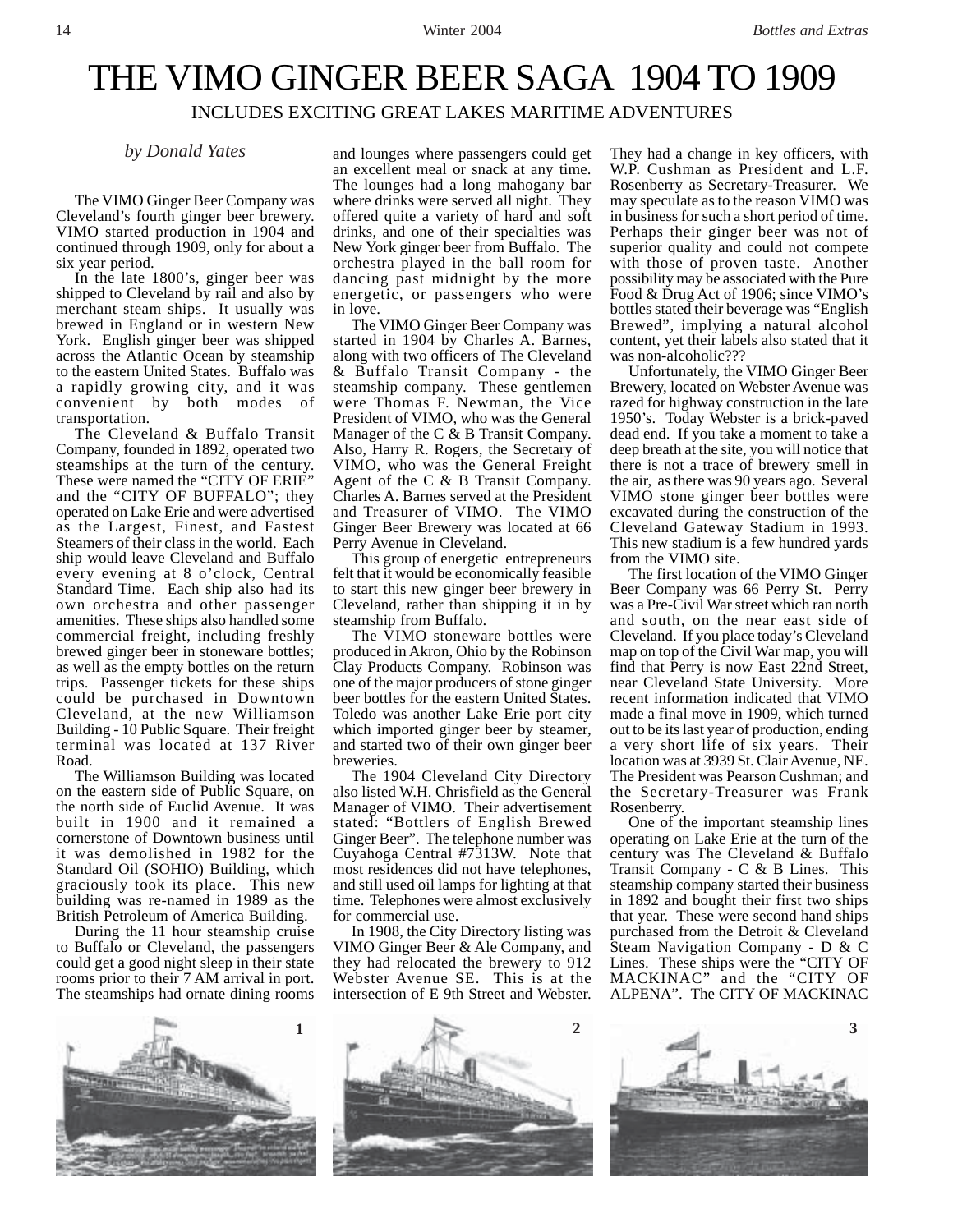# THE VIMO GINGER BEER SAGA 1904 TO 1909

INCLUDES EXCITING GREAT LAKES MARITIME ADVENTURES

*by Donald Yates*

The VIMO Ginger Beer Company was Cleveland's fourth ginger beer brewery. VIMO started production in 1904 and continued through 1909, only for about a six year period.

In the late 1800's, ginger beer was shipped to Cleveland by rail and also by merchant steam ships. It usually was brewed in England or in western New York. English ginger beer was shipped across the Atlantic Ocean by steamship to the eastern United States. Buffalo was a rapidly growing city, and it was convenient by both modes of transportation.

The Cleveland & Buffalo Transit Company, founded in 1892, operated two steamships at the turn of the century. These were named the "CITY OF ERIE" and the "CITY OF BUFFALO"; they operated on Lake Erie and were advertised as the Largest, Finest, and Fastest Steamers of their class in the world. Each ship would leave Cleveland and Buffalo every evening at 8 o'clock, Central Standard Time. Each ship also had its own orchestra and other passenger amenities. These ships also handled some commercial freight, including freshly brewed ginger beer in stoneware bottles; as well as the empty bottles on the return trips. Passenger tickets for these ships could be purchased in Downtown Cleveland, at the new Williamson Building - 10 Public Square. Their freight terminal was located at 137 River Road.

The Williamson Building was located on the eastern side of Public Square, on the north side of Euclid Avenue. It was built in 1900 and it remained a cornerstone of Downtown business until it was demolished in 1982 for the Standard Oil (SOHIO) Building, which graciously took its place. This new building was re-named in 1989 as the British Petroleum of America Building.

During the 11 hour steamship cruise to Buffalo or Cleveland, the passengers could get a good night sleep in their state rooms prior to their 7 AM arrival in port. The steamships had ornate dining rooms and lounges where passengers could get an excellent meal or snack at any time. The lounges had a long mahogany bar where drinks were served all night. They offered quite a variety of hard and soft drinks, and one of their specialties was New York ginger beer from Buffalo. The orchestra played in the ball room for dancing past midnight by the more energetic, or passengers who were in love.

The VIMO Ginger Beer Company was started in 1904 by Charles A. Barnes, along with two officers of The Cleveland & Buffalo Transit Company - the steamship company. These gentlemen were Thomas F. Newman, the Vice President of VIMO, who was the General Manager of the C & B Transit Company. Also, Harry R. Rogers, the Secretary of VIMO, who was the General Freight Agent of the C & B Transit Company. Charles A. Barnes served at the President and Treasurer of VIMO. The VIMO Ginger Beer Brewery was located at 66 Perry Avenue in Cleveland.

This group of energetic entrepreneurs felt that it would be economically feasible to start this new ginger beer brewery in Cleveland, rather than shipping it in by steamship from Buffalo.

The VIMO stoneware bottles were produced in Akron, Ohio by the Robinson Clay Products Company. Robinson was one of the major producers of stone ginger beer bottles for the eastern United States. Toledo was another Lake Erie port city which imported ginger beer by steamer, and started two of their own ginger beer breweries.

The 1904 Cleveland City Directory also listed W.H. Chrisfield as the General Manager of VIMO. Their advertisement stated: "Bottlers of English Brewed Ginger Beer". The telephone number was Cuyahoga Central #7313W. Note that most residences did not have telephones, and still used oil lamps for lighting at that time. Telephones were almost exclusively for commercial use.

In 1908, the City Directory listing was VIMO Ginger Beer & Ale Company, and they had relocated the brewery to 912 Webster Avenue SE. This is at the intersection of E 9th Street and Webster. They had a change in key officers, with W.P. Cushman as President and L.F. Rosenberry as Secretary-Treasurer. We may speculate as to the reason VIMO was in business for such a short period of time. Perhaps their ginger beer was not of superior quality and could not compete with those of proven taste. Another possibility may be associated with the Pure Food & Drug Act of 1906; since VIMO's bottles stated their beverage was "English Brewed", implying a natural alcohol content, yet their labels also stated that it was non-alcoholic???

Unfortunately, the VIMO Ginger Beer Brewery, located on Webster Avenue was razed for highway construction in the late 1950's. Today Webster is a brick-paved dead end. If you take a moment to take a deep breath at the site, you will notice that there is not a trace of brewery smell in the air, as there was 90 years ago. Several VIMO stone ginger beer bottles were excavated during the construction of the Cleveland Gateway Stadium in 1993. This new stadium is a few hundred yards from the VIMO site.

The first location of the VIMO Ginger Beer Company was 66 Perry St. Perry was a Pre-Civil War street which ran north and south, on the near east side of Cleveland. If you place today's Cleveland map on top of the Civil War map, you will find that Perry is now East 22nd Street, near Cleveland State University. More recent information indicated that VIMO made a final move in 1909, which turned out to be its last year of production, ending a very short life of six years. Their location was at 3939 St. Clair Avenue, NE. The President was Pearson Cushman; and the Secretary-Treasurer was Frank Rosenberry.

One of the important steamship lines operating on Lake Erie at the turn of the century was The Cleveland & Buffalo Transit Company - C & B Lines. This steamship company started their business in 1892 and bought their first two ships that year. These were second hand ships purchased from the Detroit & Cleveland Steam Navigation Company - D & C Lines. These ships were the "CITY OF MACKINAC" and the "CITY OF ALPENA". The CITY OF MACKINAC

1

2

3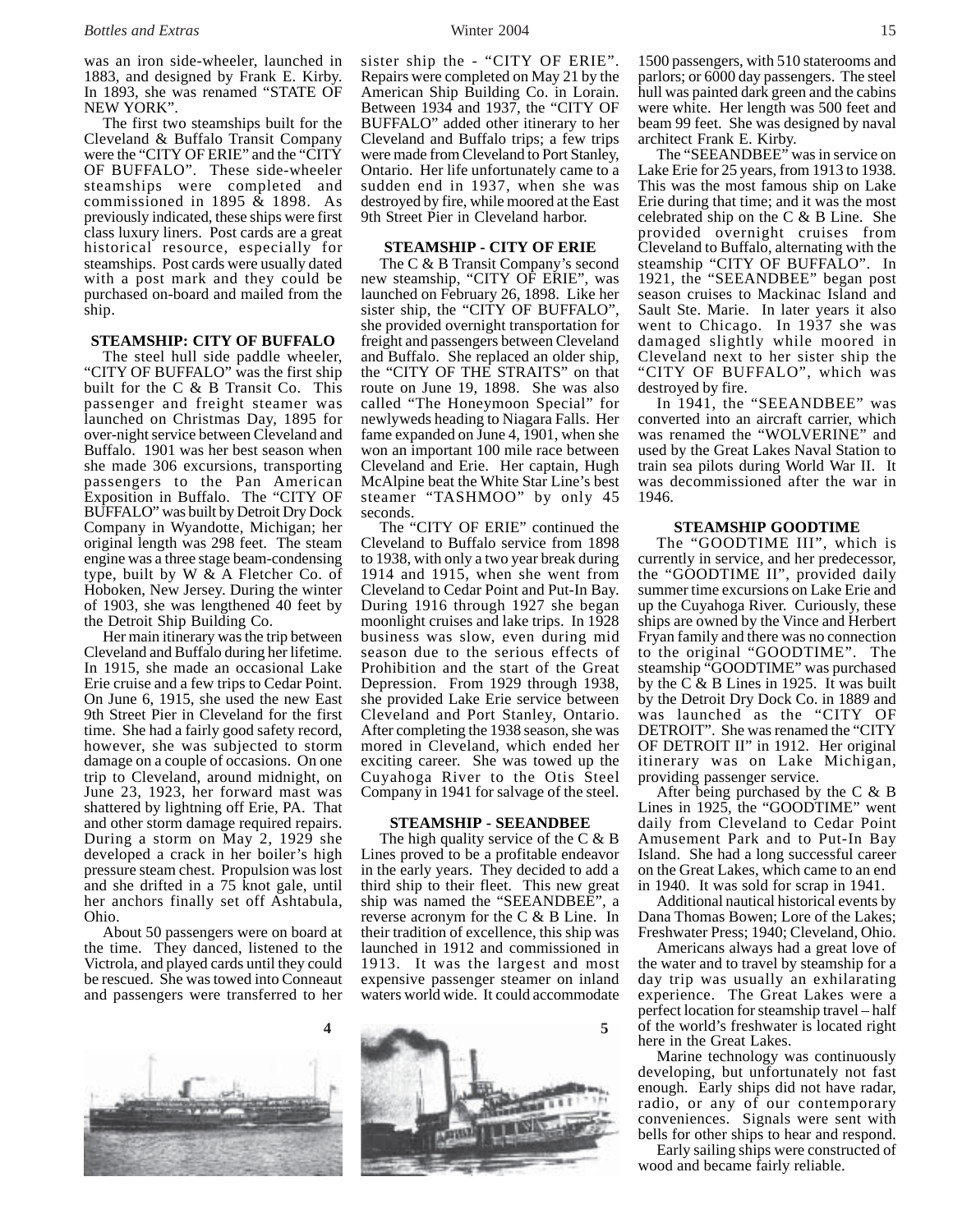was an iron side-wheeler, launched in 1883, and designed by Frank E. Kirby. In 1893, she was renamed "STATE OF NEW YORK".

The first two steamships built for the Cleveland & Buffalo Transit Company were the "CITY OF ERIE" and the "CITY OF BUFFALO". These side-wheeler steamships were completed and commissioned in 1895 & 1898. As previously indicated, these ships were first class luxury liners. Post cards are a great historical resource, especially for steamships. Post cards were usually dated with a post mark and they could be purchased on-board and mailed from the ship.

### STEAMSHIP: CITY OF BUFFALO

The steel hull side paddle wheeler, "CITY OF BUFFALO" was the first ship built for the C & B Transit Co. This passenger and freight steamer was launched on Christmas Day, 1895 for over-night service between Cleveland and Buffalo. 1901 was her best season when she made 306 excursions, transporting passengers to the Pan American Exposition in Buffalo. The "CITY OF BUFFALO" was built by Detroit Dry Dock Company in Wyandotte, Michigan; her original length was 298 feet. The steam engine was a three stage beam-condensing type, built by W & A Fletcher Co. of Hoboken, New Jersey. During the winter of 1903, she was lengthened 40 feet by the Detroit Ship Building Co.

Her main itinerary was the trip between Cleveland and Buffalo during her lifetime. In 1915, she made an occasional Lake Erie cruise and a few trips to Cedar Point. On June 6, 1915, she used the new East 9th Street Pier in Cleveland for the first time. She had a fairly good safety record, however, she was subjected to storm damage on a couple of occasions. On one trip to Cleveland, around midnight, on June 23, 1923, her forward mast was shattered by lightning off Erie, PA. That and other storm damage required repairs. During a storm on May 2, 1929 she developed a crack in her boiler's high pressure steam chest. Propulsion was lost and she drifted in a 75 knot gale, until her anchors finally set off Ashtabula, Ohio.

About 50 passengers were on board at the time. They danced, listened to the Victrola, and played cards until they could be rescued. She was towed into Conneaut and passengers were transferred to her sister ship the - "CITY OF ERIE". Repairs were completed on May 21 by the American Ship Building Co. in Lorain. Between 1934 and 1937, the "CITY OF BUFFALO" added other itinerary to her Cleveland and Buffalo trips; a few trips were made from Cleveland to Port Stanley, Ontario. Her life unfortunately came to a sudden end in 1937, when she was destroyed by fire, while moored at the East 9th Street Pier in Cleveland harbor.

### STEAMSHIP - CITY OF ERIE

The C & B Transit Company's second new steamship, "CITY OF ERIE", was launched on February 26, 1898. Like her sister ship, the "CITY OF BUFFALO", she provided overnight transportation for freight and passengers between Cleveland and Buffalo. She replaced an older ship, the "CITY OF THE STRAITS" on that route on June 19, 1898. She was also called "The Honeymoon Special" for newlyweds heading to Niagara Falls. Her fame expanded on June 4, 1901, when she won an important 100 mile race between Cleveland and Erie. Her captain, Hugh McAlpine beat the White Star Line's best steamer "TASHMOO" by only 45 seconds.

The "CITY OF ERIE" continued the Cleveland to Buffalo service from 1898 to 1938, with only a two year break during 1914 and 1915, when she went from Cleveland to Cedar Point and Put-In Bay. During 1916 through 1927 she began moonlight cruises and lake trips. In 1928 business was slow, even during mid season due to the serious effects of Prohibition and the start of the Great Depression. From 1929 through 1938, she provided Lake Erie service between Cleveland and Port Stanley, Ontario. After completing the 1938 season, she was mored in Cleveland, which ended her exciting career. She was towed up the Cuyahoga River to the Otis Steel Company in 1941 for salvage of the steel.

### STEAMSHIP - SEEANDBEE

The high quality service of the C & B Lines proved to be a profitable endeavor in the early years. They decided to add a third ship to their fleet. This new great ship was named the "SEEANDBEE", a reverse acronym for the C & B Line. In their tradition of excellence, this ship was launched in 1912 and commissioned in 1913. It was the largest and most expensive passenger steamer on inland waters world wide. It could accommodate 1500 passengers, with 510 staterooms and parlors; or 6000 day passengers. The steel hull was painted dark green and the cabins were white. Her length was 500 feet and beam 99 feet. She was designed by naval architect Frank E. Kirby.

The "SEEANDBEE" was in service on Lake Erie for 25 years, from 1913 to 1938. This was the most famous ship on Lake Erie during that time; and it was the most celebrated ship on the C & B Line. She provided overnight cruises from Cleveland to Buffalo, alternating with the steamship "CITY OF BUFFALO". In 1921, the "SEEANDBEE" began post season cruises to Mackinac Island and Sault Ste. Marie. In later years it also went to Chicago. In 1937 she was damaged slightly while moored in Cleveland next to her sister ship the "CITY OF BUFFALO", which was destroyed by fire.

In 1941, the "SEEANDBEE" was converted into an aircraft carrier, which was renamed the "WOLVERINE" and used by the Great Lakes Naval Station to train sea pilots during World War II. It was decommissioned after the war in 1946.

### STEAMSHIP GOODTIME

The "GOODTIME III", which is currently in service, and her predecessor, the "GOODTIME II", provided daily summer time excursions on Lake Erie and up the Cuyahoga River. Curiously, these ships are owned by the Vince and Herbert Fryan family and there was no connection to the original "GOODTIME". The steamship "GOODTIME" was purchased by the C & B Lines in 1925. It was built by the Detroit Dry Dock Co. in 1889 and was launched as the "CITY OF DETROIT". She was renamed the "CITY OF DETROIT II" in 1912. Her original itinerary was on Lake Michigan, providing passenger service.

After being purchased by the C & B Lines in 1925, the "GOODTIME" went daily from Cleveland to Cedar Point Amusement Park and to Put-In Bay Island. She had a long successful career on the Great Lakes, which came to an end in 1940. It was sold for scrap in 1941.

Additional nautical historical events by Dana Thomas Bowen; Lore of the Lakes; Freshwater Press; 1940; Cleveland, Ohio.

Americans always had a great love of the water and to travel by steamship for a day trip was usually an exhilarating experience. The Great Lakes were a perfect location for steamship travel – half of the world's freshwater is located right here in the Great Lakes.

Marine technology was continuously developing, but unfortunately not fast enough. Early ships did not have radar, radio, or any of our contemporary conveniences. Signals were sent with bells for other ships to hear and respond.

Early sailing ships were constructed of wood and became fairly reliable.

4

5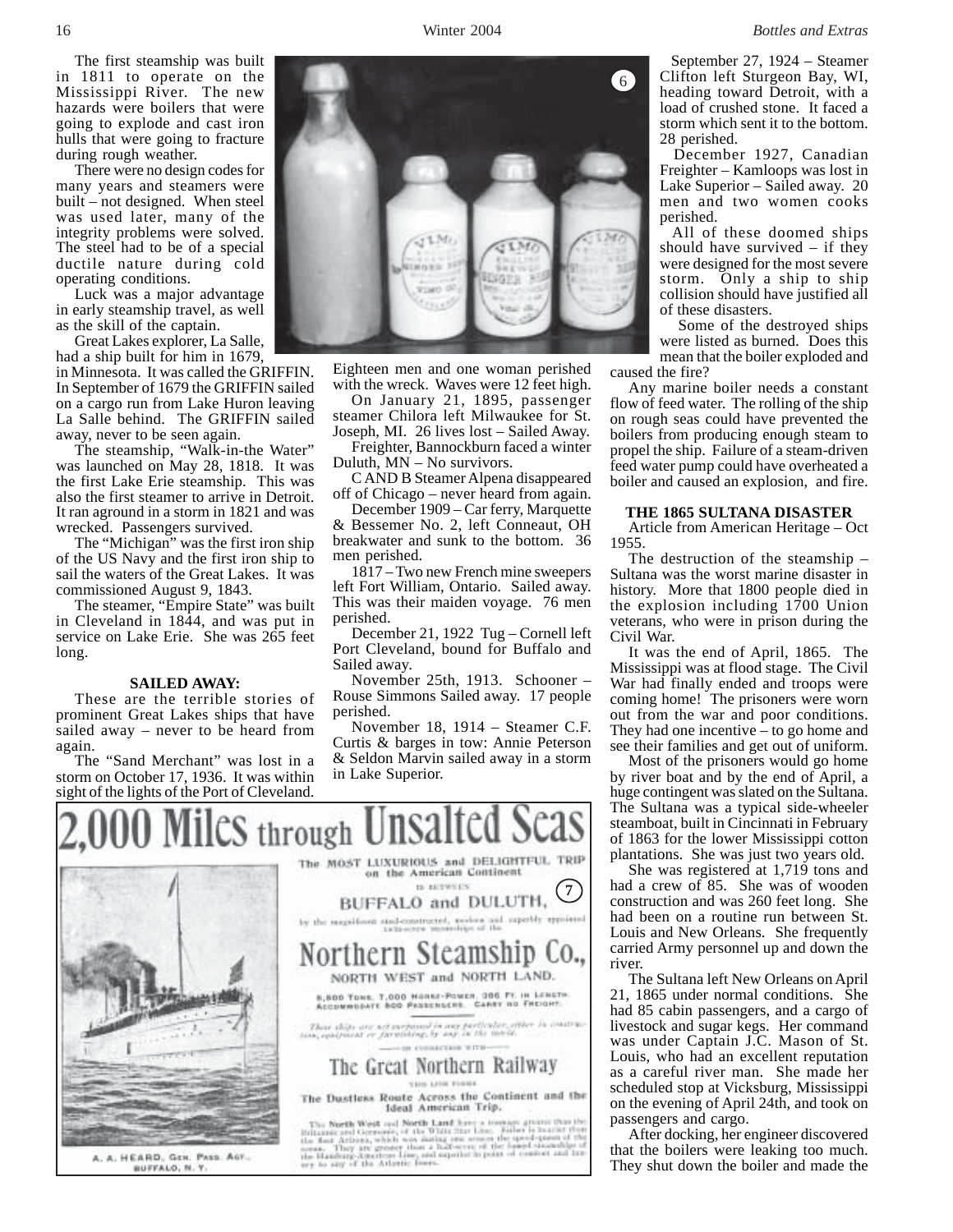The first steamship was built in 1811 to operate on the Mississippi River. The new hazards were boilers that were going to explode and cast iron hulls that were going to fracture during rough weather.

There were no design codes for many years and steamers were built – not designed. When steel was used later, many of the integrity problems were solved. The steel had to be of a special ductile nature during cold operating conditions.

Luck was a major advantage in early steamship travel, as well as the skill of the captain.

Great Lakes explorer, La Salle, had a ship built for him in 1679, in Minnesota. It was called the GRIFFIN. In September of 1679 the GRIFFIN sailed on a cargo run from Lake Huron leaving La Salle behind. The GRIFFIN sailed away, never to be seen again.

The steamship, "Walk-in-the Water" was launched on May 28, 1818. It was the first Lake Erie steamship. This was also the first steamer to arrive in Detroit. It ran aground in a storm in 1821 and was wrecked. Passengers survived.

The "Michigan" was the first iron ship of the US Navy and the first iron ship to sail the waters of the Great Lakes. It was commissioned August 9, 1843.

The steamer, "Empire State" was built in Cleveland in 1844, and was put in service on Lake Erie. She was 265 feet long.

**SAILED AWAY:**

These are the terrible stories of prominent Great Lakes ships that have sailed away – never to be heard from again.

The "Sand Merchant" was lost in a storm on October 17, 1936. It was within sight of the lights of the Port of Cleveland. Eighteen men and one woman perished with the wreck. Waves were 12 feet high.

On January 21, 1895, passenger steamer Chilora left Milwaukee for St. Joseph, MI. 26 lives lost – Sailed Away.

Freighter, Bannockburn faced a winter Duluth, MN – No survivors.

C AND B Steamer Alpena disappeared off of Chicago – never heard from again.

December 1909 – Car ferry, Marquette & Bessemer No. 2, left Conneaut, OH breakwater and sunk to the bottom. 36 men perished.

1817 – Two new French mine sweepers left Fort William, Ontario. Sailed away. This was their maiden voyage. 76 men perished.

December 21, 1922 Tug – Cornell left Port Cleveland, bound for Buffalo and Sailed away.

November 25th, 1913. Schooner – Rouse Simmons Sailed away. 17 people perished.

November 18, 1914 – Steamer C.F. Curtis & barges in tow: Annie Peterson & Seldon Marvin sailed away in a storm in Lake Superior.

September 27, 1924 – Steamer Clifton left Sturgeon Bay, WI, heading toward Detroit, with a load of crushed stone. It faced a storm which sent it to the bottom. 28 perished.

December 1927, Canadian Freighter – Kamloops was lost in Lake Superior – Sailed away. 20 men and two women cooks perished.

All of these doomed ships should have survived – if they were designed for the most severe storm. Only a ship to ship collision should have justified all of these disasters.

Some of the destroyed ships were listed as burned. Does this mean that the boiler exploded and caused the fire?

Any marine boiler needs a constant flow of feed water. The rolling of the ship on rough seas could have prevented the boilers from producing enough steam to propel the ship. Failure of a steam-driven feed water pump could have overheated a boiler and caused an explosion, and fire.

**THE 1865 SULTANA DISASTER**

Article from American Heritage – Oct 1955.

The destruction of the steamship – Sultana was the worst marine disaster in history. More that 1800 people died in the explosion including 1700 Union veterans, who were in prison during the Civil War.

It was the end of April, 1865. The Mississippi was at flood stage. The Civil War had finally ended and troops were coming home! The prisoners were worn out from the war and poor conditions. They had one incentive – to go home and see their families and get out of uniform.

Most of the prisoners would go home by river boat and by the end of April, a huge contingent was slated on the Sultana. The Sultana was a typical side-wheeler steamboat, built in Cincinnati in February of 1863 for the lower Mississippi cotton plantations. She was just two years old.

She was registered at 1,719 tons and had a crew of 85. She was of wooden construction and was 260 feet long. She had been on a routine run between St. Louis and New Orleans. She frequently carried Army personnel up and down the river.

The Sultana left New Orleans on April 21, 1865 under normal conditions. She had 85 cabin passengers, and a cargo of livestock and sugar kegs. Her command was under Captain J.C. Mason of St. Louis, who had an excellent reputation as a careful river man. She made her scheduled stop at Vicksburg, Mississippi on the evening of April 24th, and took on passengers and cargo.

After docking, her engineer discovered that the boilers were leaking too much. They shut down the boiler and made the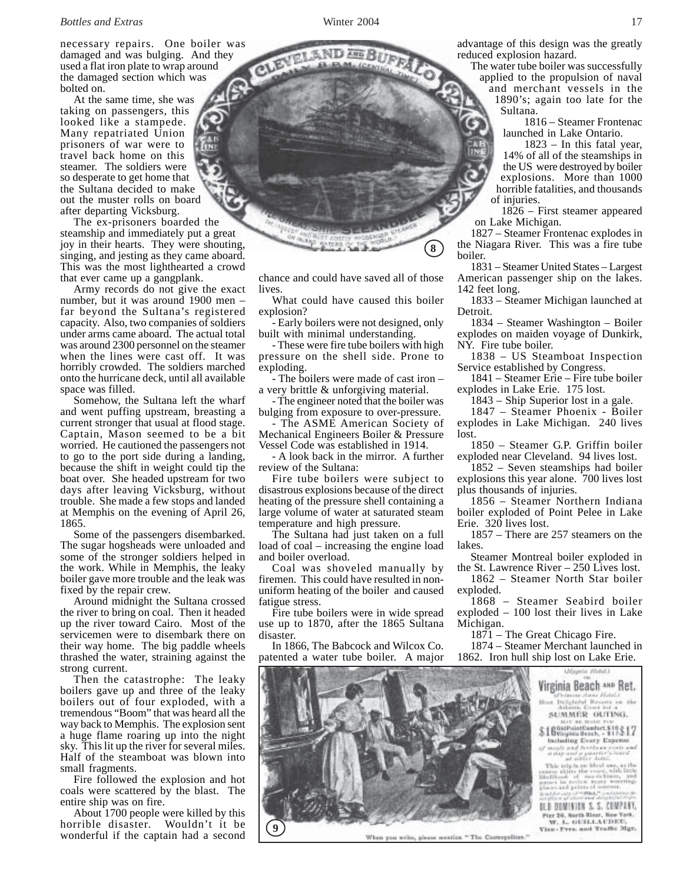necessary repairs. One boiler was damaged and was bulging. And they used a flat iron plate to wrap around the damaged section which was bolted on.

At the same time, she was taking on passengers, this looked like a stampede. Many repatriated Union prisoners of war were to travel back home on this steamer. The soldiers were so desperate to get home that the Sultana decided to make out the muster rolls on board after departing Vicksburg.

The ex-prisoners boarded the steamship and immediately put a great joy in their hearts. They were shouting, singing, and jesting as they came aboard. This was the most lighthearted a crowd that ever came up a gangplank.

Army records do not give the exact number, but it was around 1900 men – far beyond the Sultana's registered capacity. Also, two companies of soldiers under arms came aboard. The actual total was around 2300 personnel on the steamer when the lines were cast off. It was horribly crowded. The soldiers marched onto the hurricane deck, until all available space was filled.

Somehow, the Sultana left the wharf and went puffing upstream, breasting a current stronger that usual at flood stage. Captain, Mason seemed to be a bit worried. He cautioned the passengers not to go to the port side during a landing, because the shift in weight could tip the boat over. She headed upstream for two days after leaving Vicksburg, without trouble. She made a few stops and landed at Memphis on the evening of April 26, 1865.

Some of the passengers disembarked. The sugar hogsheads were unloaded and some of the stronger soldiers helped in the work. While in Memphis, the leaky boiler gave more trouble and the leak was fixed by the repair crew.

Around midnight the Sultana crossed the river to bring on coal. Then it headed up the river toward Cairo. Most of the servicemen were to disembark there on their way home. The big paddle wheels thrashed the water, straining against the strong current.

Then the catastrophe: The leaky boilers gave up and three of the leaky boilers out of four exploded, with a tremendous "Boom" that was heard all the way back to Memphis. The explosion sent a huge flame roaring up into the night sky. This lit up the river for several miles. Half of the steamboat was blown into small fragments.

Fire followed the explosion and hot coals were scattered by the blast. The entire ship was on fire.

About 1700 people were killed by this horrible disaster. Wouldn't it be wonderful if the captain had a second chance and could have saved all of those lives.

What could have caused this boiler explosion?

- Early boilers were not designed, only built with minimal understanding.
- These were fire tube boilers with high pressure on the shell side. Prone to exploding.
- The boilers were made of cast iron – a very brittle & unforgiving material.
- The engineer noted that the boiler was bulging from exposure to over-pressure.
- The ASME American Society of Mechanical Engineers Boiler & Pressure Vessel Code was established in 1914.
- A look back in the mirror. A further review of the Sultana:

Fire tube boilers were subject to disastrous explosions because of the direct heating of the pressure shell containing a large volume of water at saturated steam temperature and high pressure.

The Sultana had just taken on a full load of coal – increasing the engine load and boiler overload.

Coal was shoveled manually by firemen. This could have resulted in non-uniform heating of the boiler and caused fatigue stress.

Fire tube boilers were in wide spread use up to 1870, after the 1865 Sultana disaster.

In 1866, The Babcock and Wilcox Co. patented a water tube boiler. A major advantage of this design was the greatly reduced explosion hazard.

The water tube boiler was successfully applied to the propulsion of naval and merchant vessels in the 1890's; again too late for the Sultana.

1816 – Steamer Frontenac launched in Lake Ontario.

1823 – In this fatal year, 14% of all of the steamships in the US were destroyed by boiler explosions. More than 1000 horrible fatalities, and thousands of injuries.

1826 – First steamer appeared on Lake Michigan.

1827 – Steamer Frontenac explodes in the Niagara River. This was a fire tube boiler.

1831 – Steamer United States – Largest American passenger ship on the lakes. 142 feet long.

1833 – Steamer Michigan launched at Detroit.

1834 – Steamer Washington – Boiler explodes on maiden voyage of Dunkirk, NY. Fire tube boiler.

1838 – US Steamboat Inspection Service established by Congress.

1841 – Steamer Erie – Fire tube boiler explodes in Lake Erie. 175 lost.

1843 – Ship Superior lost in a gale.

1847 – Steamer Phoenix - Boiler explodes in Lake Michigan. 240 lives lost.

1850 – Steamer G.P. Griffin boiler exploded near Cleveland. 94 lives lost.

1852 – Seven steamships had boiler explosions this year alone. 700 lives lost plus thousands of injuries.

1856 – Steamer Northern Indiana boiler exploded of Point Pelee in Lake Erie. 320 lives lost.

1857 – There are 257 steamers on the lakes.

Steamer Montreal boiler exploded in the St. Lawrence River – 250 Lives lost.

1862 – Steamer North Star boiler exploded.

1868 – Steamer Seabird boiler exploded – 100 lost their lives in Lake Michigan.

1871 – The Great Chicago Fire.

1874 – Steamer Merchant launched in 1862. Iron hull ship lost on Lake Erie.

8

9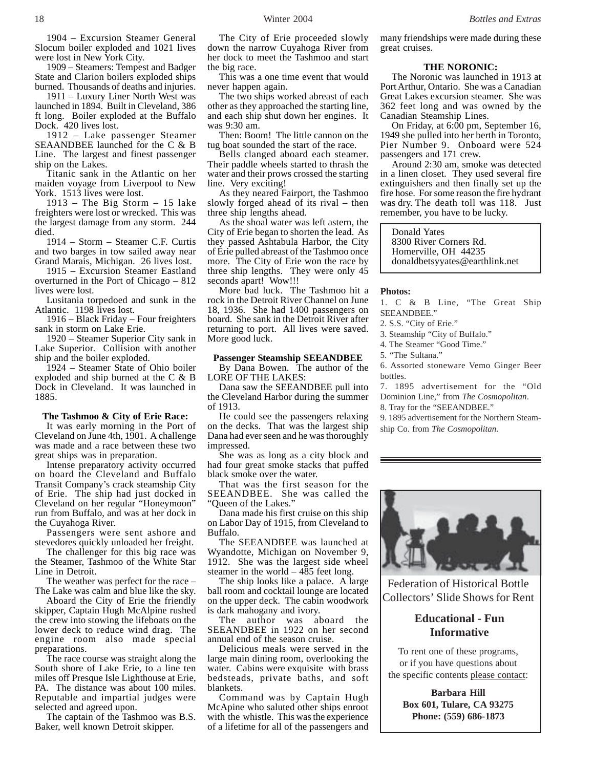1904 – Excursion Steamer General Slocum boiler exploded and 1021 lives were lost in New York City.

1909 – Steamers: Tempest and Badger State and Clarion boilers exploded ships burned. Thousands of deaths and injuries.

1911 – Luxury Liner North West was launched in 1894. Built in Cleveland, 386 ft long. Boiler exploded at the Buffalo Dock. 420 lives lost.

1912 – Lake passenger Steamer SEAANDBEE launched for the C & B Line. The largest and finest passenger ship on the Lakes.

Titanic sank in the Atlantic on her maiden voyage from Liverpool to New York. 1513 lives were lost.

1913 – The Big Storm – 15 lake freighters were lost or wrecked. This was the largest damage from any storm. 244 died.

1914 – Storm – Steamer C.F. Curtis and two barges in tow sailed away near Grand Marais, Michigan. 26 lives lost.

1915 – Excursion Steamer Eastland overturned in the Port of Chicago – 812 lives were lost.

Lusitania torpedoed and sunk in the Atlantic. 1198 lives lost.

1916 – Black Friday – Four freighters sank in storm on Lake Erie.

1920 – Steamer Superior City sank in Lake Superior. Collision with another ship and the boiler exploded.

1924 – Steamer State of Ohio boiler exploded and ship burned at the C & B Dock in Cleveland. It was launched in 1885.

### The Tashmoo & City of Erie Race:

It was early morning in the Port of Cleveland on June 4th, 1901. A challenge was made and a race between these two great ships was in preparation.

Intense preparatory activity occurred on board the Cleveland and Buffalo Transit Company's crack steamship City of Erie. The ship had just docked in Cleveland on her regular "Honeymoon" run from Buffalo, and was at her dock in the Cuyahoga River.

Passengers were sent ashore and stevedores quickly unloaded her freight.

The challenger for this big race was the Steamer, Tashmoo of the White Star Line in Detroit.

The weather was perfect for the race – The Lake was calm and blue like the sky.

Aboard the City of Erie the friendly skipper, Captain Hugh McAlpine rushed the crew into stowing the lifeboats on the lower deck to reduce wind drag. The engine room also made special preparations.

The race course was straight along the South shore of Lake Erie, to a line ten miles off Presque Isle Lighthouse at Erie, PA. The distance was about 100 miles. Reputable and impartial judges were selected and agreed upon.

The captain of the Tashmoo was B.S. Baker, well known Detroit skipper.

The City of Erie proceeded slowly down the narrow Cuyahoga River from her dock to meet the Tashmoo and start the big race.

This was a one time event that would never happen again.

The two ships worked abreast of each other as they approached the starting line, and each ship shut down her engines. It was 9:30 am.

Then: Boom! The little cannon on the tug boat sounded the start of the race.

Bells clanged aboard each steamer. Their paddle wheels started to thrash the water and their prows crossed the starting line. Very exciting!

As they neared Fairport, the Tashmoo slowly forged ahead of its rival – then three ship lengths ahead.

As the shoal water was left astern, the City of Erie began to shorten the lead. As they passed Ashtabula Harbor, the City of Erie pulled abreast of the Tashmoo once more. The City of Erie won the race by three ship lengths. They were only 45 seconds apart! Wow!!!

More bad luck. The Tashmoo hit a rock in the Detroit River Channel on June 18, 1936. She had 1400 passengers on board. She sank in the Detroit River after returning to port. All lives were saved. More good luck.

### Passenger Steamship SEEANDBEE

By Dana Bowen. The author of the LORE OF THE LAKES:

Dana saw the SEEANDBEE pull into the Cleveland Harbor during the summer of 1913.

He could see the passengers relaxing on the decks. That was the largest ship Dana had ever seen and he was thoroughly impressed.

She was as long as a city block and had four great smoke stacks that puffed black smoke over the water.

That was the first season for the SEEANDBEE. She was called the "Queen of the Lakes."

Dana made his first cruise on this ship on Labor Day of 1915, from Cleveland to Buffalo.

The SEEANDBEE was launched at Wyandotte, Michigan on November 9, 1912. She was the largest side wheel steamer in the world – 485 feet long.

The ship looks like a palace. A large ball room and cocktail lounge are located on the upper deck. The cabin woodwork is dark mahogany and ivory.

The author was aboard the SEEANDBEE in 1922 on her second annual end of the season cruise.

Delicious meals were served in the large main dining room, overlooking the water. Cabins were exquisite with brass bedsteads, private baths, and soft blankets.

Command was by Captain Hugh McApine who saluted other ships enroot with the whistle. This was the experience of a lifetime for all of the passengers and many friendships were made during these great cruises.

### THE NORONIC:

The Noronic was launched in 1913 at Port Arthur, Ontario. She was a Canadian Great Lakes excursion steamer. She was 362 feet long and was owned by the Canadian Steamship Lines.

On Friday, at 6:00 pm, September 16, 1949 she pulled into her berth in Toronto, Pier Number 9. Onboard were 524 passengers and 171 crew.

Around 2:30 am, smoke was detected in a linen closet. They used several fire extinguishers and then finally set up the fire hose. For some reason the fire hydrant was dry. The death toll was 118. Just remember, you have to be lucky.

Donald Yates
8300 River Corners Rd.
Homerville, OH 44235
donaldbetsyyates@earthlink.net

**Photos:**

1. C & B Line, "The Great Ship SEEANDBEE."
2. S.S. "City of Erie."
3. Steamship "City of Buffalo."
4. The Steamer "Good Time."
5. "The Sultana."
6. Assorted stoneware Vemo Ginger Beer bottles.
7. 1895 advertisement for the "Old Dominion Line," from *The Cosmopolitan*.
8. Tray for the "SEEANDBEE."
9. 1895 advertisement for the Northern Steamship Co. from *The Cosmopolitan*.

---

Federation of Historical Bottle Collectors' Slide Shows for Rent

**Educational - Fun Informative**

To rent one of these programs, or if you have questions about the specific contents please contact:

**Barbara Hill**
**Box 601, Tulare, CA 93275**
**Phone: (559) 686-1873**